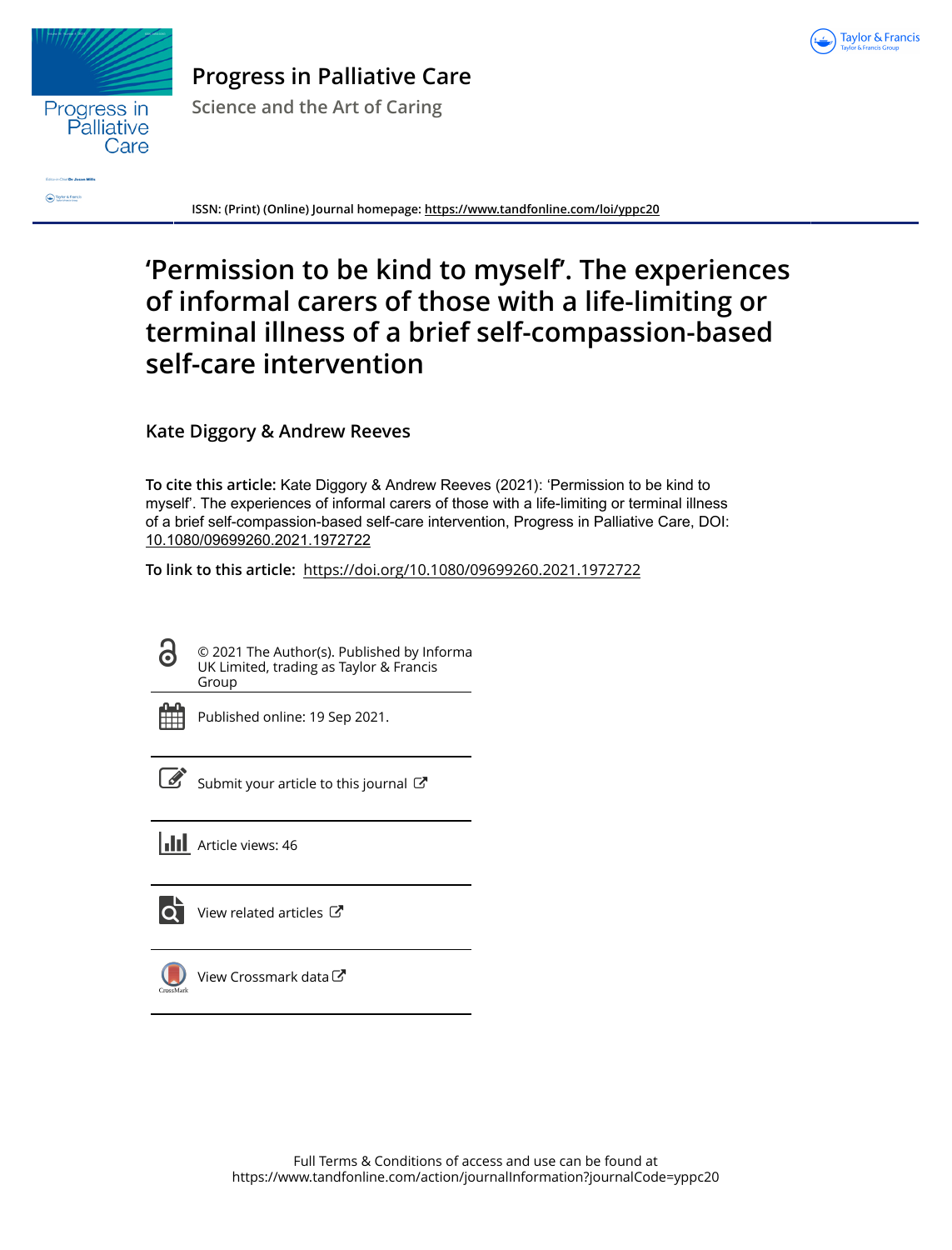# Progress in Palliative Care

Science and the Art of Caring

ISSN: (Print) (Online) Journal homepage: https://www.tandfonline.com/loi/yppc20

# 'Permission to be kind to myself'. The experiences of informal carers of those with a life-limiting or terminal illness of a brief self-compassion-based self-care intervention

Kate Diggory & Andrew Reeves

**To cite this article:** Kate Diggory & Andrew Reeves (2021): 'Permission to be kind to myself'. The experiences of informal carers of those with a life-limiting or terminal illness of a brief self-compassion-based self-care intervention, Progress in Palliative Care, DOI: 10.1080/09699260.2021.1972722

**To link to this article:** https://doi.org/10.1080/09699260.2021.1972722

© 2021 The Author(s). Published by Informa UK Limited, trading as Taylor & Francis Group

Published online: 19 Sep 2021.

Submit your article to this journal

Article views: 46

View related articles

View Crossmark data

Full Terms & Conditions of access and use can be found at https://www.tandfonline.com/action/journalInformation?journalCode=yppc20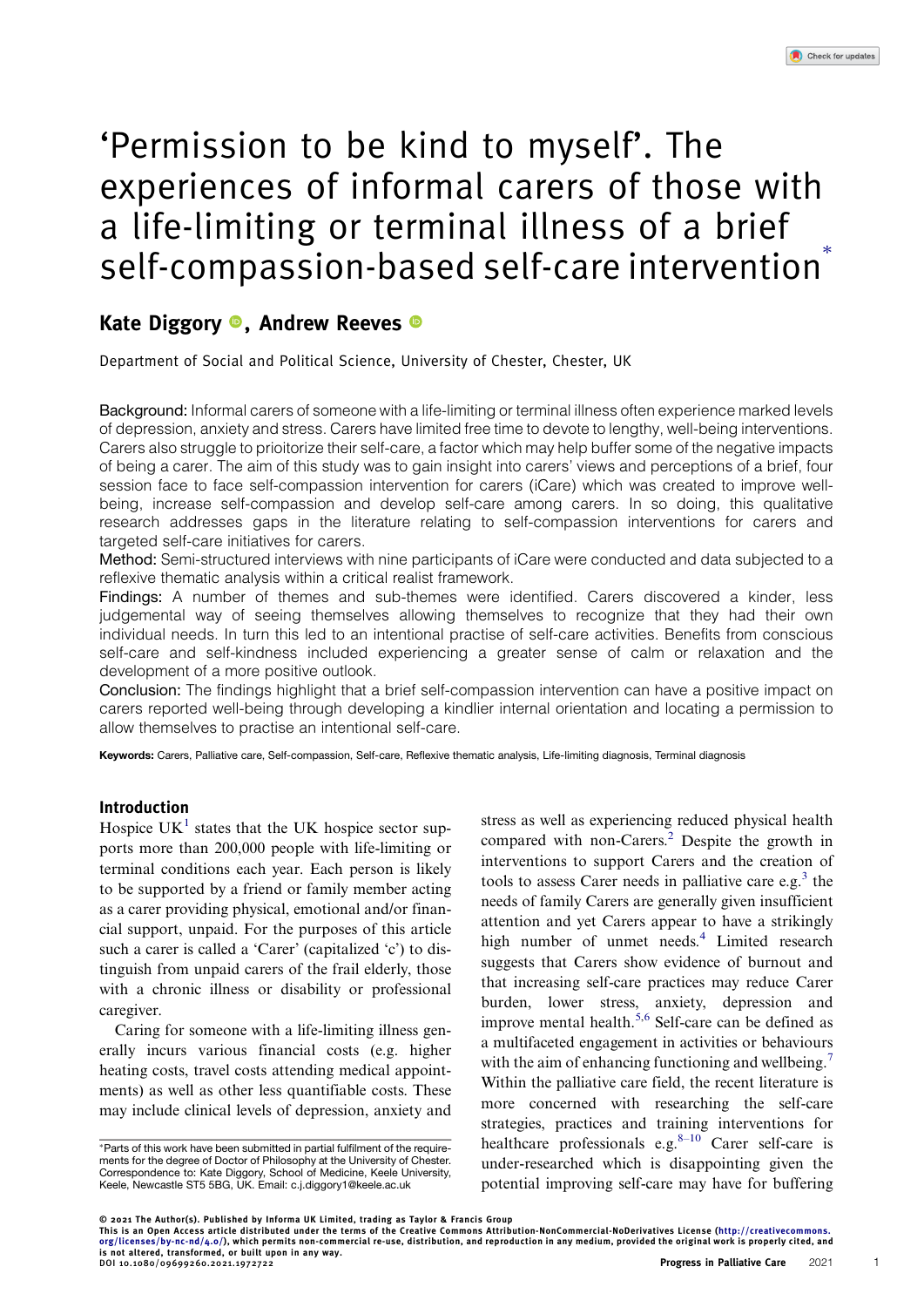# 'Permission to be kind to myself'. The experiences of informal carers of those with a life-limiting or terminal illness of a brief self-compassion-based self-care intervention*

**Kate Diggory, Andrew Reeves**

Department of Social and Political Science, University of Chester, Chester, UK

Background: Informal carers of someone with a life-limiting or terminal illness often experience marked levels of depression, anxiety and stress. Carers have limited free time to devote to lengthy, well-being interventions. Carers also struggle to prioitorize their self-care, a factor which may help buffer some of the negative impacts of being a carer. The aim of this study was to gain insight into carers' views and perceptions of a brief, four session face to face self-compassion intervention for carers (iCare) which was created to improve well-being, increase self-compassion and develop self-care among carers. In so doing, this qualitative research addresses gaps in the literature relating to self-compassion interventions for carers and targeted self-care initiatives for carers.

Method: Semi-structured interviews with nine participants of iCare were conducted and data subjected to a reflexive thematic analysis within a critical realist framework.

Findings: A number of themes and sub-themes were identified. Carers discovered a kinder, less judgemental way of seeing themselves allowing themselves to recognize that they had their own individual needs. In turn this led to an intentional practise of self-care activities. Benefits from conscious self-care and self-kindness included experiencing a greater sense of calm or relaxation and the development of a more positive outlook.

Conclusion: The findings highlight that a brief self-compassion intervention can have a positive impact on carers reported well-being through developing a kindlier internal orientation and locating a permission to allow themselves to practise an intentional self-care.

Keywords: Carers, Palliative care, Self-compassion, Self-care, Reflexive thematic analysis, Life-limiting diagnosis, Terminal diagnosis

## Introduction

Hospice UK[1] states that the UK hospice sector supports more than 200,000 people with life-limiting or terminal conditions each year. Each person is likely to be supported by a friend or family member acting as a carer providing physical, emotional and/or financial support, unpaid. For the purposes of this article such a carer is called a 'Carer' (capitalized 'c') to distinguish from unpaid carers of the frail elderly, those with a chronic illness or disability or professional caregiver.

Caring for someone with a life-limiting illness generally incurs various financial costs (e.g. higher heating costs, travel costs attending medical appointments) as well as other less quantifiable costs. These may include clinical levels of depression, anxiety and stress as well as experiencing reduced physical health compared with non-Carers.[2] Despite the growth in interventions to support Carers and the creation of tools to assess Carer needs in palliative care e.g.[3] the needs of family Carers are generally given insufficient attention and yet Carers appear to have a strikingly high number of unmet needs.[4] Limited research suggests that Carers show evidence of burnout and that increasing self-care practices may reduce Carer burden, lower stress, anxiety, depression and improve mental health.[5,6] Self-care can be defined as a multifaceted engagement in activities or behaviours with the aim of enhancing functioning and wellbeing.[7] Within the palliative care field, the recent literature is more concerned with researching the self-care strategies, practices and training interventions for healthcare professionals e.g.[8–10] Carer self-care is under-researched which is disappointing given the potential improving self-care may have for buffering

*Parts of this work have been submitted in partial fulfilment of the requirements for the degree of Doctor of Philosophy at the University of Chester. Correspondence to: Kate Diggory, School of Medicine, Keele University, Keele, Newcastle ST5 5BG, UK. Email: c.j.diggory1@keele.ac.uk

© 2021 The Author(s). Published by Informa UK Limited, trading as Taylor & Francis Group
This is an Open Access article distributed under the terms of the Creative Commons Attribution-NonCommercial-NoDerivatives License (http://creativecommons.org/licenses/by-nc-nd/4.0/), which permits non-commercial re-use, distribution, and reproduction in any medium, provided the original work is properly cited, and is not altered, transformed, or built upon in any way.
DOI 10.1080/09699260.2021.1972722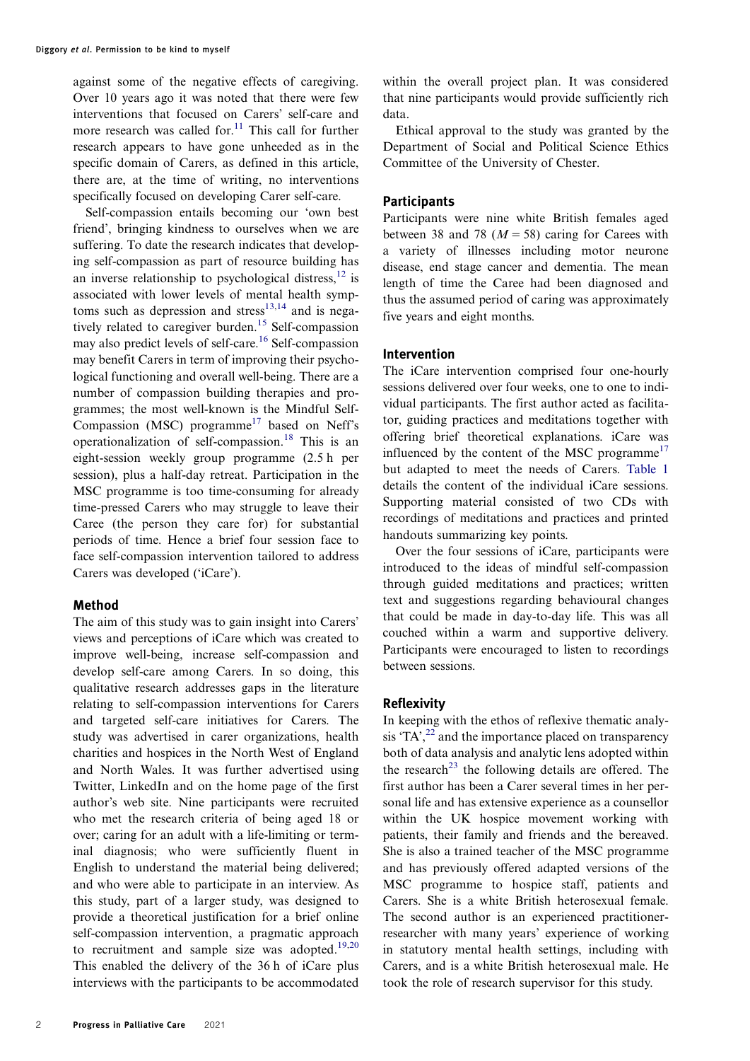against some of the negative effects of caregiving. Over 10 years ago it was noted that there were few interventions that focused on Carers' self-care and more research was called for.[11] This call for further research appears to have gone unheeded as in the specific domain of Carers, as defined in this article, there are, at the time of writing, no interventions specifically focused on developing Carer self-care.

Self-compassion entails becoming our 'own best friend', bringing kindness to ourselves when we are suffering. To date the research indicates that developing self-compassion as part of resource building has an inverse relationship to psychological distress,[12] is associated with lower levels of mental health symptoms such as depression and stress[13,14] and is negatively related to caregiver burden.[15] Self-compassion may also predict levels of self-care.[16] Self-compassion may benefit Carers in term of improving their psychological functioning and overall well-being. There are a number of compassion building therapies and programmes; the most well-known is the Mindful Self-Compassion (MSC) programme[17] based on Neff's operationalization of self-compassion.[18] This is an eight-session weekly group programme (2.5 h per session), plus a half-day retreat. Participation in the MSC programme is too time-consuming for already time-pressed Carers who may struggle to leave their Caree (the person they care for) for substantial periods of time. Hence a brief four session face to face self-compassion intervention tailored to address Carers was developed ('iCare').

## Method

The aim of this study was to gain insight into Carers' views and perceptions of iCare which was created to improve well-being, increase self-compassion and develop self-care among Carers. In so doing, this qualitative research addresses gaps in the literature relating to self-compassion interventions for Carers and targeted self-care initiatives for Carers. The study was advertised in carer organizations, health charities and hospices in the North West of England and North Wales. It was further advertised using Twitter, LinkedIn and on the home page of the first author's web site. Nine participants were recruited who met the research criteria of being aged 18 or over; caring for an adult with a life-limiting or terminal diagnosis; who were sufficiently fluent in English to understand the material being delivered; and who were able to participate in an interview. As this study, part of a larger study, was designed to provide a theoretical justification for a brief online self-compassion intervention, a pragmatic approach to recruitment and sample size was adopted.[19,20] This enabled the delivery of the 36 h of iCare plus interviews with the participants to be accommodated within the overall project plan. It was considered that nine participants would provide sufficiently rich data.

Ethical approval to the study was granted by the Department of Social and Political Science Ethics Committee of the University of Chester.

### Participants

Participants were nine white British females aged between 38 and 78 ($M = 58$) caring for Carees with a variety of illnesses including motor neurone disease, end stage cancer and dementia. The mean length of time the Caree had been diagnosed and thus the assumed period of caring was approximately five years and eight months.

### Intervention

The iCare intervention comprised four one-hourly sessions delivered over four weeks, one to one to individual participants. The first author acted as facilitator, guiding practices and meditations together with offering brief theoretical explanations. iCare was influenced by the content of the MSC programme[17] but adapted to meet the needs of Carers. Table 1 details the content of the individual iCare sessions. Supporting material consisted of two CDs with recordings of meditations and practices and printed handouts summarizing key points.

Over the four sessions of iCare, participants were introduced to the ideas of mindful self-compassion through guided meditations and practices; written text and suggestions regarding behavioural changes that could be made in day-to-day life. This was all couched within a warm and supportive delivery. Participants were encouraged to listen to recordings between sessions.

### Reflexivity

In keeping with the ethos of reflexive thematic analysis 'TA',[22] and the importance placed on transparency both of data analysis and analytic lens adopted within the research[23] the following details are offered. The first author has been a Carer several times in her personal life and has extensive experience as a counsellor within the UK hospice movement working with patients, their family and friends and the bereaved. She is also a trained teacher of the MSC programme and has previously offered adapted versions of the MSC programme to hospice staff, patients and Carers. She is a white British heterosexual female. The second author is an experienced practitioner-researcher with many years' experience of working in statutory mental health settings, including with Carers, and is a white British heterosexual male. He took the role of research supervisor for this study.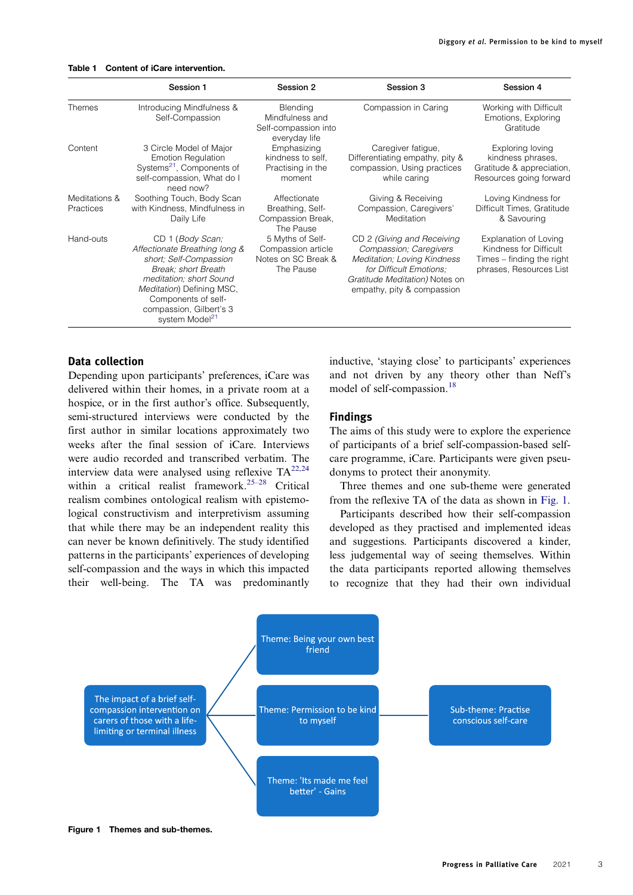**Table 1 Content of iCare intervention.**

| | Session 1 | Session 2 | Session 3 | Session 4 |
|---|---|---|---|---|
| Themes | Introducing Mindfulness & Self-Compassion | Blending Mindfulness and Self-compassion into everyday life | Compassion in Caring | Working with Difficult Emotions, Exploring Gratitude |
| Content | 3 Circle Model of Major Emotion Regulation Systems[21], Components of self-compassion, What do I need now? | Emphasizing kindness to self, Practising in the moment | Caregiver fatigue, Differentiating empathy, pity & compassion, Using practices while caring | Exploring loving kindness phrases, Gratitude & appreciation, Resources going forward |
| Meditations & Practices | Soothing Touch, Body Scan with Kindness, Mindfulness in Daily Life | Affectionate Breathing, Self-Compassion Break, The Pause | Giving & Receiving Compassion, Caregivers' Meditation | Loving Kindness for Difficult Times, Gratitude & Savouring |
| Hand-outs | CD 1 (*Body Scan; Affectionate Breathing long & short; Self-Compassion Break; short Breath meditation; short Sound Meditation*) Defining MSC, Components of self-compassion, Gilbert's 3 system Model[21] | 5 Myths of Self-Compassion article Notes on SC Break & The Pause | CD 2 *(Giving and Receiving Compassion; Caregivers Meditation; Loving Kindness for Difficult Emotions; Gratitude Meditation)* Notes on empathy, pity & compassion | Explanation of Loving Kindness for Difficult Times – finding the right phrases, Resources List |

## Data collection

Depending upon participants' preferences, iCare was delivered within their homes, in a private room at a hospice, or in the first author's office. Subsequently, semi-structured interviews were conducted by the first author in similar locations approximately two weeks after the final session of iCare. Interviews were audio recorded and transcribed verbatim. The interview data were analysed using reflexive TA[22,24] within a critical realist framework.[25–28] Critical realism combines ontological realism with epistemological constructivism and interpretivism assuming that while there may be an independent reality this can never be known definitively. The study identified patterns in the participants' experiences of developing self-compassion and the ways in which this impacted their well-being. The TA was predominantly inductive, 'staying close' to participants' experiences and not driven by any theory other than Neff's model of self-compassion.[18]

## Findings

The aims of this study were to explore the experience of participants of a brief self-compassion-based self-care programme, iCare. Participants were given pseudonyms to protect their anonymity.

Three themes and one sub-theme were generated from the reflexive TA of the data as shown in Fig. 1.

Participants described how their self-compassion developed as they practised and implemented ideas and suggestions. Participants discovered a kinder, less judgemental way of seeing themselves. Within the data participants reported allowing themselves to recognize that they had their own individual

- The impact of a brief self-compassion intervention on carers of those with a life-limiting or terminal illness
  - Theme: Being your own best friend
  - Theme: Permission to be kind to myself
    - Sub-theme: Practise conscious self-care
  - Theme: 'Its made me feel better' - Gains

**Figure 1** Themes and sub-themes.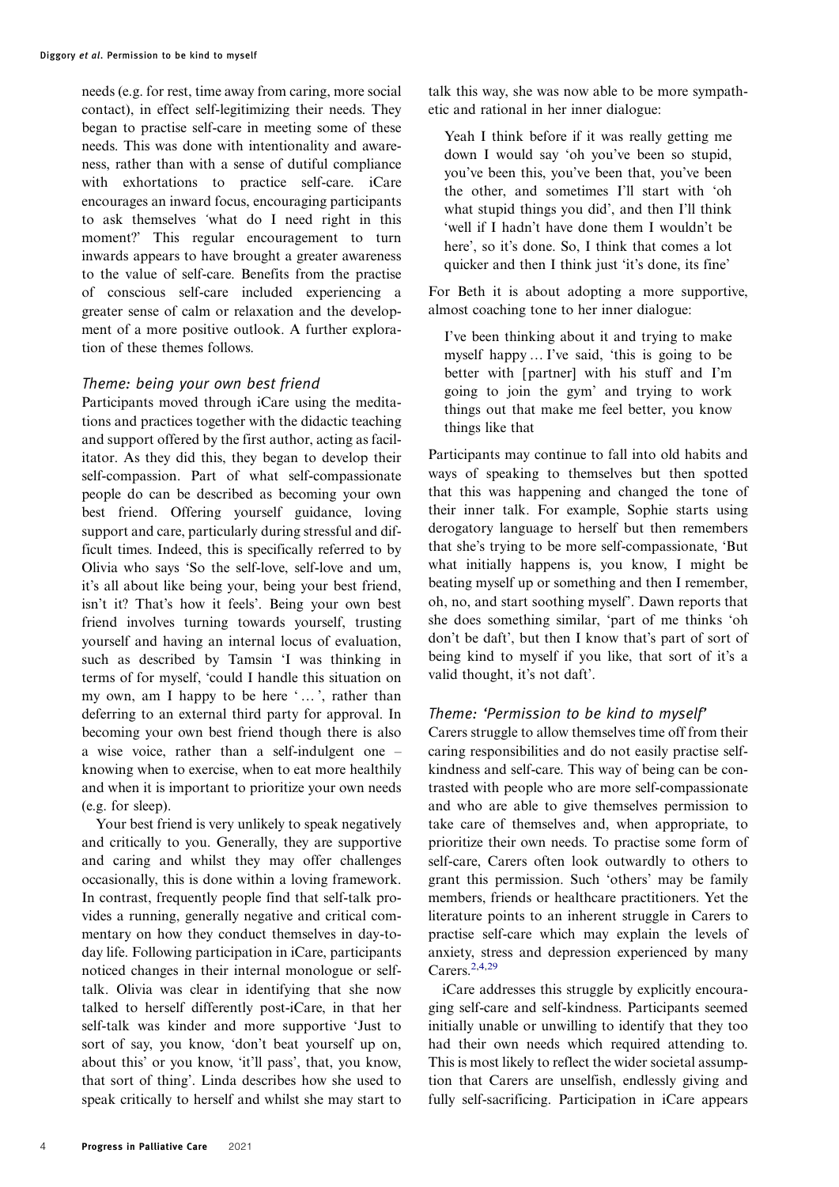needs (e.g. for rest, time away from caring, more social contact), in effect self-legitimizing their needs. They began to practise self-care in meeting some of these needs. This was done with intentionality and awareness, rather than with a sense of dutiful compliance with exhortations to practice self-care. iCare encourages an inward focus, encouraging participants to ask themselves 'what do I need right in this moment?' This regular encouragement to turn inwards appears to have brought a greater awareness to the value of self-care. Benefits from the practise of conscious self-care included experiencing a greater sense of calm or relaxation and the development of a more positive outlook. A further exploration of these themes follows.

### *Theme: being your own best friend*

Participants moved through iCare using the meditations and practices together with the didactic teaching and support offered by the first author, acting as facilitator. As they did this, they began to develop their self-compassion. Part of what self-compassionate people do can be described as becoming your own best friend. Offering yourself guidance, loving support and care, particularly during stressful and difficult times. Indeed, this is specifically referred to by Olivia who says 'So the self-love, self-love and um, it's all about like being your, being your best friend, isn't it? That's how it feels'. Being your own best friend involves turning towards yourself, trusting yourself and having an internal locus of evaluation, such as described by Tamsin 'I was thinking in terms of for myself, 'could I handle this situation on my own, am I happy to be here ' … ', rather than deferring to an external third party for approval. In becoming your own best friend though there is also a wise voice, rather than a self-indulgent one – knowing when to exercise, when to eat more healthily and when it is important to prioritize your own needs (e.g. for sleep).

Your best friend is very unlikely to speak negatively and critically to you. Generally, they are supportive and caring and whilst they may offer challenges occasionally, this is done within a loving framework. In contrast, frequently people find that self-talk provides a running, generally negative and critical commentary on how they conduct themselves in day-to-day life. Following participation in iCare, participants noticed changes in their internal monologue or self-talk. Olivia was clear in identifying that she now talked to herself differently post-iCare, in that her self-talk was kinder and more supportive 'Just to sort of say, you know, 'don't beat yourself up on, about this' or you know, 'it'll pass', that, you know, that sort of thing'. Linda describes how she used to speak critically to herself and whilst she may start to talk this way, she was now able to be more sympathetic and rational in her inner dialogue:

> Yeah I think before if it was really getting me down I would say 'oh you've been so stupid, you've been this, you've been that, you've been the other, and sometimes I'll start with 'oh what stupid things you did', and then I'll think 'well if I hadn't have done them I wouldn't be here', so it's done. So, I think that comes a lot quicker and then I think just 'it's done, its fine'

For Beth it is about adopting a more supportive, almost coaching tone to her inner dialogue:

> I've been thinking about it and trying to make myself happy … I've said, 'this is going to be better with [partner] with his stuff and I'm going to join the gym' and trying to work things out that make me feel better, you know things like that

Participants may continue to fall into old habits and ways of speaking to themselves but then spotted that this was happening and changed the tone of their inner talk. For example, Sophie starts using derogatory language to herself but then remembers that she's trying to be more self-compassionate, 'But what initially happens is, you know, I might be beating myself up or something and then I remember, oh, no, and start soothing myself'. Dawn reports that she does something similar, 'part of me thinks 'oh don't be daft', but then I know that's part of sort of being kind to myself if you like, that sort of it's a valid thought, it's not daft'.

### *Theme: 'Permission to be kind to myself'*

Carers struggle to allow themselves time off from their caring responsibilities and do not easily practise self-kindness and self-care. This way of being can be contrasted with people who are more self-compassionate and who are able to give themselves permission to take care of themselves and, when appropriate, to prioritize their own needs. To practise some form of self-care, Carers often look outwardly to others to grant this permission. Such 'others' may be family members, friends or healthcare practitioners. Yet the literature points to an inherent struggle in Carers to practise self-care which may explain the levels of anxiety, stress and depression experienced by many Carers.[2,4,29]

iCare addresses this struggle by explicitly encouraging self-care and self-kindness. Participants seemed initially unable or unwilling to identify that they too had their own needs which required attending to. This is most likely to reflect the wider societal assumption that Carers are unselfish, endlessly giving and fully self-sacrificing. Participation in iCare appears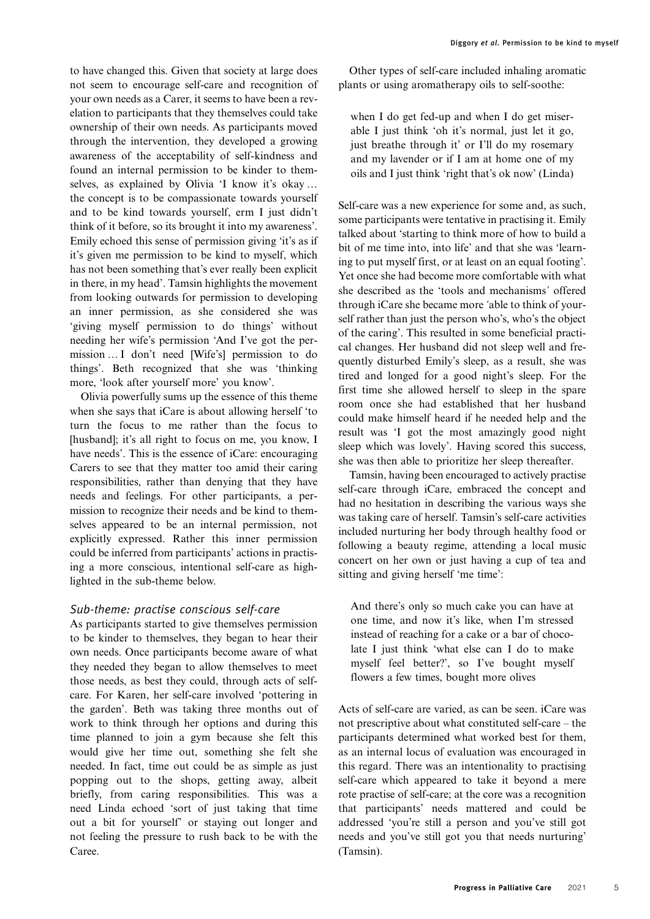to have changed this. Given that society at large does not seem to encourage self-care and recognition of your own needs as a Carer, it seems to have been a revelation to participants that they themselves could take ownership of their own needs. As participants moved through the intervention, they developed a growing awareness of the acceptability of self-kindness and found an internal permission to be kinder to themselves, as explained by Olivia 'I know it's okay … the concept is to be compassionate towards yourself and to be kind towards yourself, erm I just didn't think of it before, so its brought it into my awareness'. Emily echoed this sense of permission giving 'it's as if it's given me permission to be kind to myself, which has not been something that's ever really been explicit in there, in my head'. Tamsin highlights the movement from looking outwards for permission to developing an inner permission, as she considered she was 'giving myself permission to do things' without needing her wife's permission 'And I've got the permission … I don't need [Wife's] permission to do things'. Beth recognized that she was 'thinking more, 'look after yourself more' you know'.

Olivia powerfully sums up the essence of this theme when she says that iCare is about allowing herself 'to turn the focus to me rather than the focus to [husband]; it's all right to focus on me, you know, I have needs'. This is the essence of iCare: encouraging Carers to see that they matter too amid their caring responsibilities, rather than denying that they have needs and feelings. For other participants, a permission to recognize their needs and be kind to themselves appeared to be an internal permission, not explicitly expressed. Rather this inner permission could be inferred from participants' actions in practising a more conscious, intentional self-care as highlighted in the sub-theme below.

### *Sub-theme: practise conscious self-care*

As participants started to give themselves permission to be kinder to themselves, they began to hear their own needs. Once participants become aware of what they needed they began to allow themselves to meet those needs, as best they could, through acts of self-care. For Karen, her self-care involved 'pottering in the garden'. Beth was taking three months out of work to think through her options and during this time planned to join a gym because she felt this would give her time out, something she felt she needed. In fact, time out could be as simple as just popping out to the shops, getting away, albeit briefly, from caring responsibilities. This was a need Linda echoed 'sort of just taking that time out a bit for yourself' or staying out longer and not feeling the pressure to rush back to be with the Caree.

Other types of self-care included inhaling aromatic plants or using aromatherapy oils to self-soothe:

> when I do get fed-up and when I do get miserable I just think 'oh it's normal, just let it go, just breathe through it' or I'll do my rosemary and my lavender or if I am at home one of my oils and I just think 'right that's ok now' (Linda)

Self-care was a new experience for some and, as such, some participants were tentative in practising it. Emily talked about 'starting to think more of how to build a bit of me time into, into life' and that she was 'learning to put myself first, or at least on an equal footing'. Yet once she had become more comfortable with what she described as the 'tools and mechanisms' offered through iCare she became more 'able to think of yourself rather than just the person who's, who's the object of the caring'. This resulted in some beneficial practical changes. Her husband did not sleep well and frequently disturbed Emily's sleep, as a result, she was tired and longed for a good night's sleep. For the first time she allowed herself to sleep in the spare room once she had established that her husband could make himself heard if he needed help and the result was 'I got the most amazingly good night sleep which was lovely'. Having scored this success, she was then able to prioritize her sleep thereafter.

Tamsin, having been encouraged to actively practise self-care through iCare, embraced the concept and had no hesitation in describing the various ways she was taking care of herself. Tamsin's self-care activities included nurturing her body through healthy food or following a beauty regime, attending a local music concert on her own or just having a cup of tea and sitting and giving herself 'me time':

> And there's only so much cake you can have at one time, and now it's like, when I'm stressed instead of reaching for a cake or a bar of chocolate I just think 'what else can I do to make myself feel better?', so I've bought myself flowers a few times, bought more olives

Acts of self-care are varied, as can be seen. iCare was not prescriptive about what constituted self-care – the participants determined what worked best for them, as an internal locus of evaluation was encouraged in this regard. There was an intentionality to practising self-care which appeared to take it beyond a mere rote practise of self-care; at the core was a recognition that participants' needs mattered and could be addressed 'you're still a person and you've still got needs and you've still got you that needs nurturing' (Tamsin).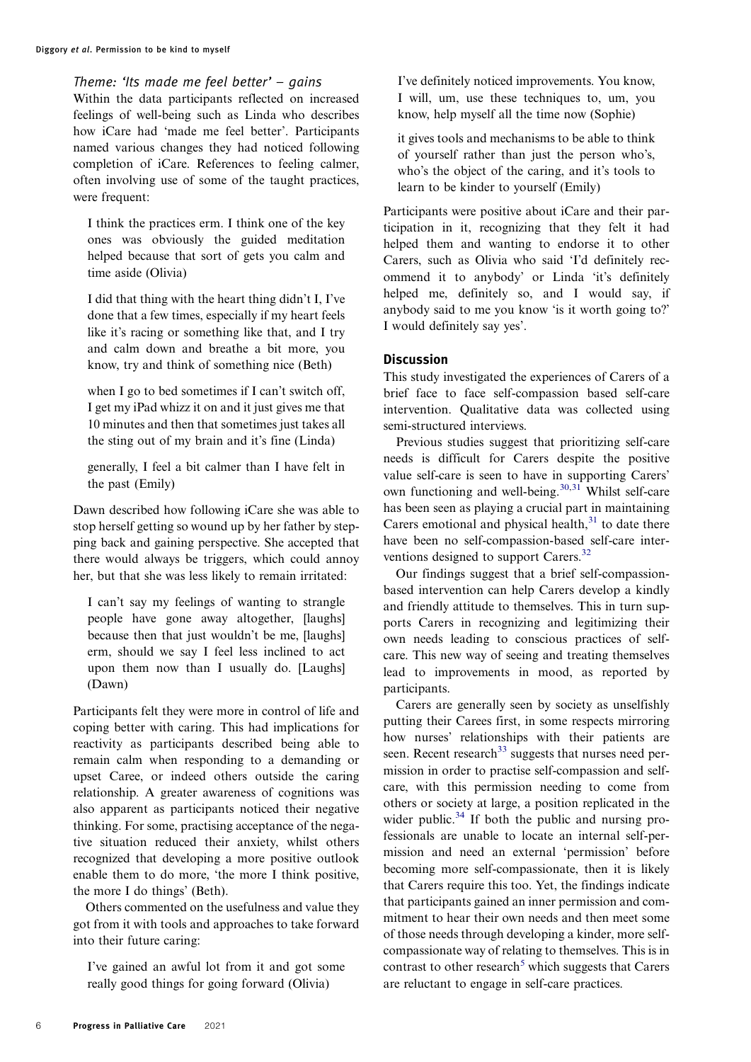### *Theme: 'Its made me feel better' – gains*

Within the data participants reflected on increased feelings of well-being such as Linda who describes how iCare had 'made me feel better'. Participants named various changes they had noticed following completion of iCare. References to feeling calmer, often involving use of some of the taught practices, were frequent:

> I think the practices erm. I think one of the key ones was obviously the guided meditation helped because that sort of gets you calm and time aside (Olivia)

> I did that thing with the heart thing didn't I, I've done that a few times, especially if my heart feels like it's racing or something like that, and I try and calm down and breathe a bit more, you know, try and think of something nice (Beth)

> when I go to bed sometimes if I can't switch off, I get my iPad whizz it on and it just gives me that 10 minutes and then that sometimes just takes all the sting out of my brain and it's fine (Linda)

> generally, I feel a bit calmer than I have felt in the past (Emily)

Dawn described how following iCare she was able to stop herself getting so wound up by her father by stepping back and gaining perspective. She accepted that there would always be triggers, which could annoy her, but that she was less likely to remain irritated:

> I can't say my feelings of wanting to strangle people have gone away altogether, [laughs] because then that just wouldn't be me, [laughs] erm, should we say I feel less inclined to act upon them now than I usually do. [Laughs] (Dawn)

Participants felt they were more in control of life and coping better with caring. This had implications for reactivity as participants described being able to remain calm when responding to a demanding or upset Caree, or indeed others outside the caring relationship. A greater awareness of cognitions was also apparent as participants noticed their negative thinking. For some, practising acceptance of the negative situation reduced their anxiety, whilst others recognized that developing a more positive outlook enable them to do more, 'the more I think positive, the more I do things' (Beth).

Others commented on the usefulness and value they got from it with tools and approaches to take forward into their future caring:

> I've gained an awful lot from it and got some really good things for going forward (Olivia)

> I've definitely noticed improvements. You know, I will, um, use these techniques to, um, you know, help myself all the time now (Sophie)

> it gives tools and mechanisms to be able to think of yourself rather than just the person who's, who's the object of the caring, and it's tools to learn to be kinder to yourself (Emily)

Participants were positive about iCare and their participation in it, recognizing that they felt it had helped them and wanting to endorse it to other Carers, such as Olivia who said 'I'd definitely recommend it to anybody' or Linda 'it's definitely helped me, definitely so, and I would say, if anybody said to me you know 'is it worth going to?' I would definitely say yes'.

## Discussion

This study investigated the experiences of Carers of a brief face to face self-compassion based self-care intervention. Qualitative data was collected using semi-structured interviews.

Previous studies suggest that prioritizing self-care needs is difficult for Carers despite the positive value self-care is seen to have in supporting Carers' own functioning and well-being.[30,31] Whilst self-care has been seen as playing a crucial part in maintaining Carers emotional and physical health,[31] to date there have been no self-compassion-based self-care interventions designed to support Carers.[32]

Our findings suggest that a brief self-compassion-based intervention can help Carers develop a kindly and friendly attitude to themselves. This in turn supports Carers in recognizing and legitimizing their own needs leading to conscious practices of self-care. This new way of seeing and treating themselves lead to improvements in mood, as reported by participants.

Carers are generally seen by society as unselfishly putting their Carees first, in some respects mirroring how nurses' relationships with their patients are seen. Recent research[33] suggests that nurses need permission in order to practise self-compassion and self-care, with this permission needing to come from others or society at large, a position replicated in the wider public.[34] If both the public and nursing professionals are unable to locate an internal self-permission and need an external 'permission' before becoming more self-compassionate, then it is likely that Carers require this too. Yet, the findings indicate that participants gained an inner permission and commitment to hear their own needs and then meet some of those needs through developing a kinder, more self-compassionate way of relating to themselves. This is in contrast to other research[5] which suggests that Carers are reluctant to engage in self-care practices.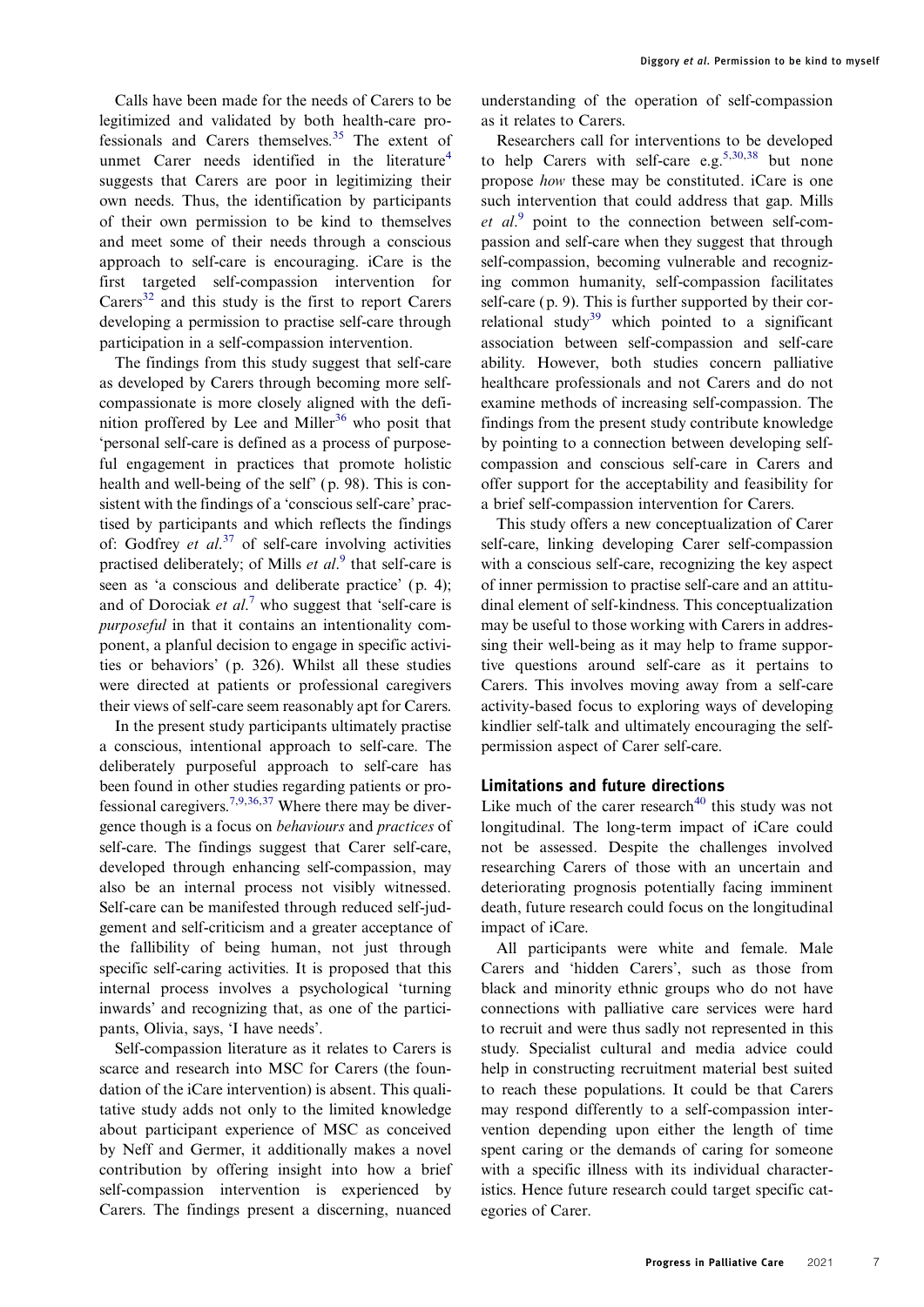Calls have been made for the needs of Carers to be legitimized and validated by both health-care professionals and Carers themselves.[35] The extent of unmet Carer needs identified in the literature[4] suggests that Carers are poor in legitimizing their own needs. Thus, the identification by participants of their own permission to be kind to themselves and meet some of their needs through a conscious approach to self-care is encouraging. iCare is the first targeted self-compassion intervention for Carers[32] and this study is the first to report Carers developing a permission to practise self-care through participation in a self-compassion intervention.

The findings from this study suggest that self-care as developed by Carers through becoming more self-compassionate is more closely aligned with the definition proffered by Lee and Miller[36] who posit that 'personal self-care is defined as a process of purposeful engagement in practices that promote holistic health and well-being of the self' (p. 98). This is consistent with the findings of a 'conscious self-care' practised by participants and which reflects the findings of: Godfrey *et al*.[37] of self-care involving activities practised deliberately; of Mills *et al*.[9] that self-care is seen as 'a conscious and deliberate practice' (p. 4); and of Dorociak *et al*.[7] who suggest that 'self-care is *purposeful* in that it contains an intentionality component, a planful decision to engage in specific activities or behaviors' (p. 326). Whilst all these studies were directed at patients or professional caregivers their views of self-care seem reasonably apt for Carers.

In the present study participants ultimately practise a conscious, intentional approach to self-care. The deliberately purposeful approach to self-care has been found in other studies regarding patients or professional caregivers.[7,9,36,37] Where there may be divergence though is a focus on *behaviours* and *practices* of self-care. The findings suggest that Carer self-care, developed through enhancing self-compassion, may also be an internal process not visibly witnessed. Self-care can be manifested through reduced self-judgement and self-criticism and a greater acceptance of the fallibility of being human, not just through specific self-caring activities. It is proposed that this internal process involves a psychological 'turning inwards' and recognizing that, as one of the participants, Olivia, says, 'I have needs'.

Self-compassion literature as it relates to Carers is scarce and research into MSC for Carers (the foundation of the iCare intervention) is absent. This qualitative study adds not only to the limited knowledge about participant experience of MSC as conceived by Neff and Germer, it additionally makes a novel contribution by offering insight into how a brief self-compassion intervention is experienced by Carers. The findings present a discerning, nuanced understanding of the operation of self-compassion as it relates to Carers.

Researchers call for interventions to be developed to help Carers with self-care e.g.[5,30,38] but none propose *how* these may be constituted. iCare is one such intervention that could address that gap. Mills *et al*.[9] point to the connection between self-compassion and self-care when they suggest that through self-compassion, becoming vulnerable and recognizing common humanity, self-compassion facilitates self-care (p. 9). This is further supported by their correlational study[39] which pointed to a significant association between self-compassion and self-care ability. However, both studies concern palliative healthcare professionals and not Carers and do not examine methods of increasing self-compassion. The findings from the present study contribute knowledge by pointing to a connection between developing self-compassion and conscious self-care in Carers and offer support for the acceptability and feasibility for a brief self-compassion intervention for Carers.

This study offers a new conceptualization of Carer self-care, linking developing Carer self-compassion with a conscious self-care, recognizing the key aspect of inner permission to practise self-care and an attitudinal element of self-kindness. This conceptualization may be useful to those working with Carers in addressing their well-being as it may help to frame supportive questions around self-care as it pertains to Carers. This involves moving away from a self-care activity-based focus to exploring ways of developing kindlier self-talk and ultimately encouraging the self-permission aspect of Carer self-care.

## Limitations and future directions

Like much of the carer research[40] this study was not longitudinal. The long-term impact of iCare could not be assessed. Despite the challenges involved researching Carers of those with an uncertain and deteriorating prognosis potentially facing imminent death, future research could focus on the longitudinal impact of iCare.

All participants were white and female. Male Carers and 'hidden Carers', such as those from black and minority ethnic groups who do not have connections with palliative care services were hard to recruit and were thus sadly not represented in this study. Specialist cultural and media advice could help in constructing recruitment material best suited to reach these populations. It could be that Carers may respond differently to a self-compassion intervention depending upon either the length of time spent caring or the demands of caring for someone with a specific illness with its individual characteristics. Hence future research could target specific categories of Carer.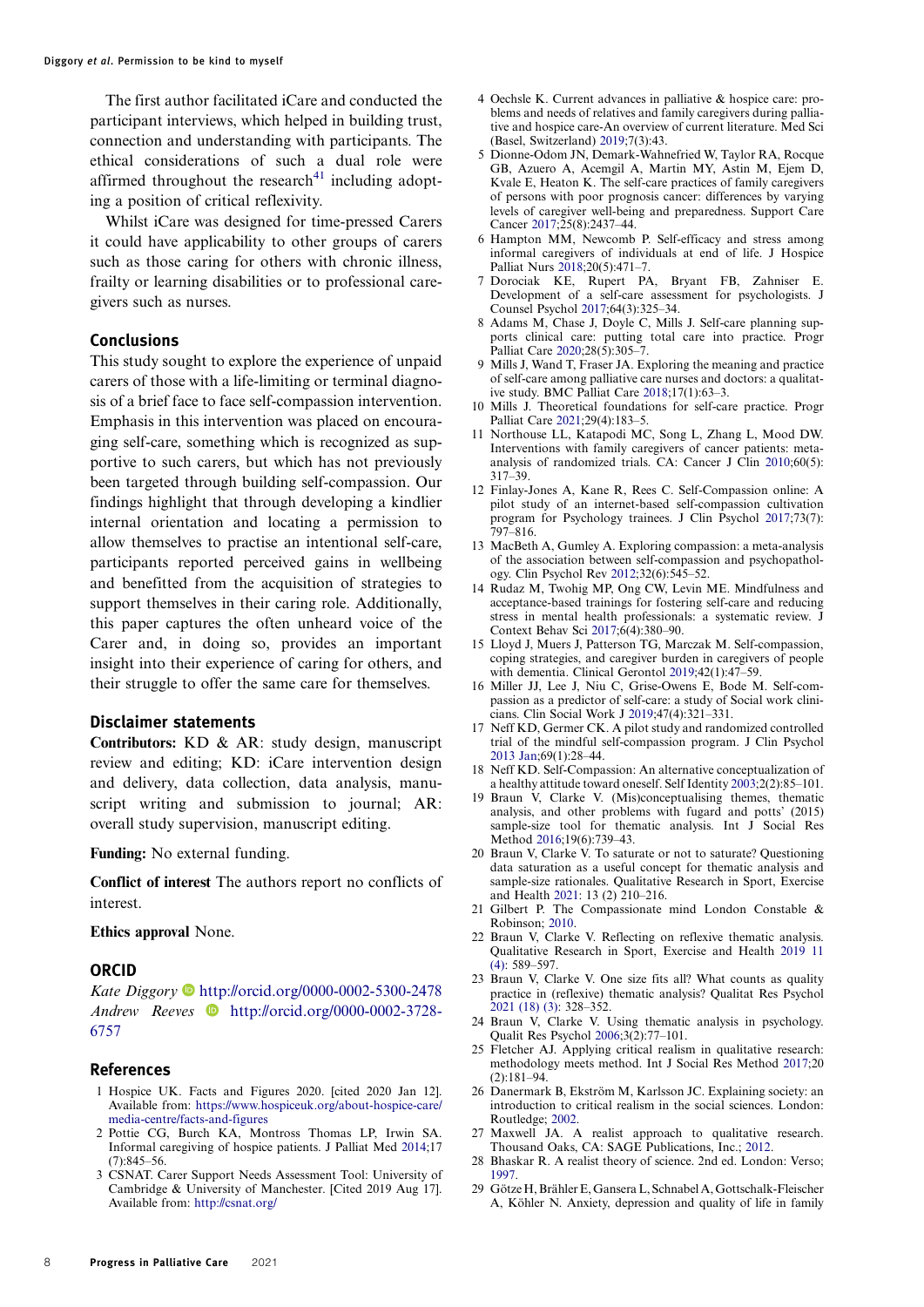The first author facilitated iCare and conducted the participant interviews, which helped in building trust, connection and understanding with participants. The ethical considerations of such a dual role were affirmed throughout the research[41] including adopting a position of critical reflexivity.

Whilst iCare was designed for time-pressed Carers it could have applicability to other groups of carers such as those caring for others with chronic illness, frailty or learning disabilities or to professional caregivers such as nurses.

## Conclusions

This study sought to explore the experience of unpaid carers of those with a life-limiting or terminal diagnosis of a brief face to face self-compassion intervention. Emphasis in this intervention was placed on encouraging self-care, something which is recognized as supportive to such carers, but which has not previously been targeted through building self-compassion. Our findings highlight that through developing a kindlier internal orientation and locating a permission to allow themselves to practise an intentional self-care, participants reported perceived gains in wellbeing and benefitted from the acquisition of strategies to support themselves in their caring role. Additionally, this paper captures the often unheard voice of the Carer and, in doing so, provides an important insight into their experience of caring for others, and their struggle to offer the same care for themselves.

## Disclaimer statements

**Contributors:** KD & AR: study design, manuscript review and editing; KD: iCare intervention design and delivery, data collection, data analysis, manuscript writing and submission to journal; AR: overall study supervision, manuscript editing.

**Funding:** No external funding.

**Conflict of interest** The authors report no conflicts of interest.

**Ethics approval** None.

## ORCID

*Kate Diggory* http://orcid.org/0000-0002-5300-2478
*Andrew Reeves* http://orcid.org/0000-0002-3728-6757

## References

1. Hospice UK. Facts and Figures 2020. [cited 2020 Jan 12]. Available from: https://www.hospiceuk.org/about-hospice-care/media-centre/facts-and-figures
2. Pottie CG, Burch KA, Montross Thomas LP, Irwin SA. Informal caregiving of hospice patients. J Palliat Med 2014;17(7):845–56.
3. CSNAT. Carer Support Needs Assessment Tool: University of Cambridge & University of Manchester. [Cited 2019 Aug 17]. Available from: http://csnat.org/
4. Oechsle K. Current advances in palliative & hospice care: problems and needs of relatives and family caregivers during palliative and hospice care-An overview of current literature. Med Sci (Basel, Switzerland) 2019;7(3):43.
5. Dionne-Odom JN, Demark-Wahnefried W, Taylor RA, Rocque GB, Azuero A, Acemgil A, Martin MY, Astin M, Ejem D, Kvale E, Heaton K. The self-care practices of family caregivers of persons with poor prognosis cancer: differences by varying levels of caregiver well-being and preparedness. Support Care Cancer 2017;25(8):2437–44.
6. Hampton MM, Newcomb P. Self-efficacy and stress among informal caregivers of individuals at end of life. J Hospice Palliat Nurs 2018;20(5):471–7.
7. Dorociak KE, Rupert PA, Bryant FB, Zahniser E. Development of a self-care assessment for psychologists. J Counsel Psychol 2017;64(3):325–34.
8. Adams M, Chase J, Doyle C, Mills J. Self-care planning supports clinical care: putting total care into practice. Progr Palliat Care 2020;28(5):305–7.
9. Mills J, Wand T, Fraser JA. Exploring the meaning and practice of self-care among palliative care nurses and doctors: a qualitative study. BMC Palliat Care 2018;17(1):63–3.
10. Mills J. Theoretical foundations for self-care practice. Progr Palliat Care 2021;29(4):183–5.
11. Northouse LL, Katapodi MC, Song L, Zhang L, Mood DW. Interventions with family caregivers of cancer patients: meta-analysis of randomized trials. CA: Cancer J Clin 2010;60(5): 317–39.
12. Finlay-Jones A, Kane R, Rees C. Self-Compassion online: A pilot study of an internet-based self-compassion cultivation program for Psychology trainees. J Clin Psychol 2017;73(7): 797–816.
13. MacBeth A, Gumley A. Exploring compassion: a meta-analysis of the association between self-compassion and psychopathology. Clin Psychol Rev 2012;32(6):545–52.
14. Rudaz M, Twohig MP, Ong CW, Levin ME. Mindfulness and acceptance-based trainings for fostering self-care and reducing stress in mental health professionals: a systematic review. J Context Behav Sci 2017;6(4):380–90.
15. Lloyd J, Muers J, Patterson TG, Marczak M. Self-compassion, coping strategies, and caregiver burden in caregivers of people with dementia. Clinical Gerontol 2019;42(1):47–59.
16. Miller JJ, Lee J, Niu C, Grise-Owens E, Bode M. Self-compassion as a predictor of self-care: a study of Social work clinicians. Clin Social Work J 2019;47(4):321–331.
17. Neff KD, Germer CK. A pilot study and randomized controlled trial of the mindful self-compassion program. J Clin Psychol 2013 Jan;69(1):28–44.
18. Neff KD. Self-Compassion: An alternative conceptualization of a healthy attitude toward oneself. Self Identity 2003;2(2):85–101.
19. Braun V, Clarke V. (Mis)conceptualising themes, thematic analysis, and other problems with fugard and potts' (2015) sample-size tool for thematic analysis. Int J Social Res Method 2016;19(6):739–43.
20. Braun V, Clarke V. To saturate or not to saturate? Questioning data saturation as a useful concept for thematic analysis and sample-size rationales. Qualitative Research in Sport, Exercise and Health 2021: 13 (2) 210–216.
21. Gilbert P. The Compassionate mind London Constable & Robinson; 2010.
22. Braun V, Clarke V. Reflecting on reflexive thematic analysis. Qualitative Research in Sport, Exercise and Health 2019 11 (4): 589–597.
23. Braun V, Clarke V. One size fits all? What counts as quality practice in (reflexive) thematic analysis? Qualitat Res Psychol 2021 (18) (3): 328–352.
24. Braun V, Clarke V. Using thematic analysis in psychology. Qualit Res Psychol 2006;3(2):77–101.
25. Fletcher AJ. Applying critical realism in qualitative research: methodology meets method. Int J Social Res Method 2017;20 (2):181–94.
26. Danermark B, Ekström M, Karlsson JC. Explaining society: an introduction to critical realism in the social sciences. London: Routledge; 2002.
27. Maxwell JA. A realist approach to qualitative research. Thousand Oaks, CA: SAGE Publications, Inc.; 2012.
28. Bhaskar R. A realist theory of science. 2nd ed. London: Verso; 1997.
29. Götze H, Brähler E, Gansera L, Schnabel A, Gottschalk-Fleischer A, Köhler N. Anxiety, depression and quality of life in family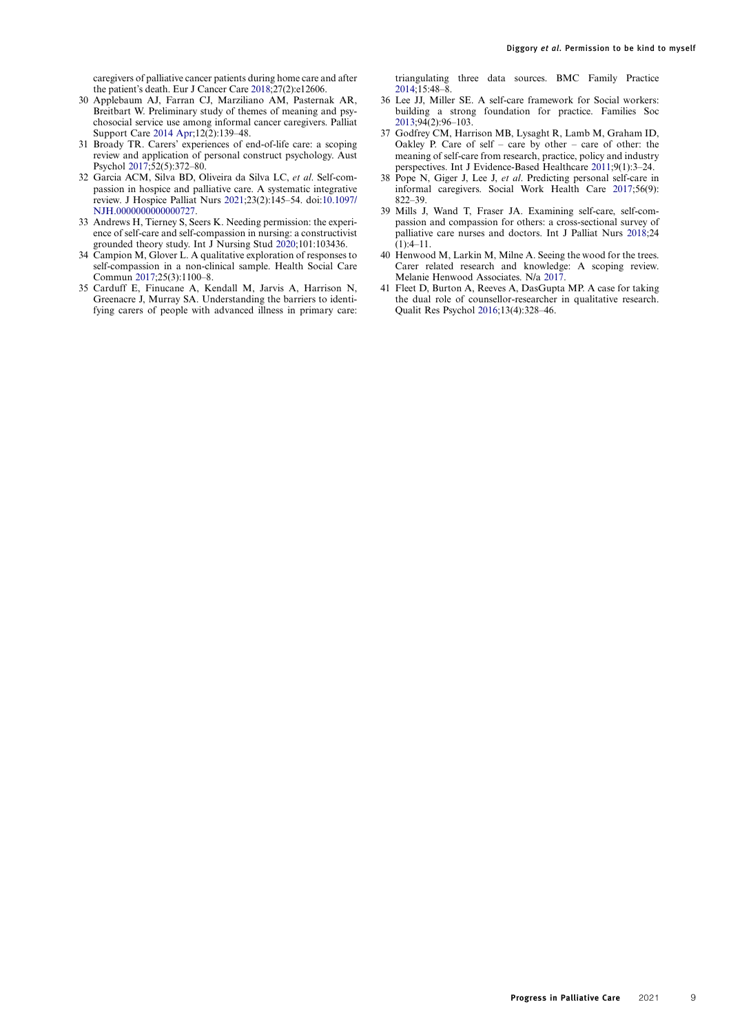caregivers of palliative cancer patients during home care and after the patient's death. Eur J Cancer Care 2018;27(2):e12606.

30 Applebaum AJ, Farran CJ, Marziliano AM, Pasternak AR, Breitbart W. Preliminary study of themes of meaning and psychosocial service use among informal cancer caregivers. Palliat Support Care 2014 Apr;12(2):139–48.

31 Broady TR. Carers' experiences of end-of-life care: a scoping review and application of personal construct psychology. Aust Psychol 2017;52(5):372–80.

32 Garcia ACM, Silva BD, Oliveira da Silva LC, *et al*. Self-compassion in hospice and palliative care. A systematic integrative review. J Hospice Palliat Nurs 2021;23(2):145–54. doi:10.1097/NJH.0000000000000727.

33 Andrews H, Tierney S, Seers K. Needing permission: the experience of self-care and self-compassion in nursing: a constructivist grounded theory study. Int J Nursing Stud 2020;101:103436.

34 Campion M, Glover L. A qualitative exploration of responses to self-compassion in a non-clinical sample. Health Social Care Commun 2017;25(3):1100–8.

35 Carduff E, Finucane A, Kendall M, Jarvis A, Harrison N, Greenacre J, Murray SA. Understanding the barriers to identifying carers of people with advanced illness in primary care: triangulating three data sources. BMC Family Practice 2014;15:48–8.

36 Lee JJ, Miller SE. A self-care framework for Social workers: building a strong foundation for practice. Families Soc 2013;94(2):96–103.

37 Godfrey CM, Harrison MB, Lysaght R, Lamb M, Graham ID, Oakley P. Care of self – care by other – care of other: the meaning of self-care from research, practice, policy and industry perspectives. Int J Evidence-Based Healthcare 2011;9(1):3–24.

38 Pope N, Giger J, Lee J, *et al*. Predicting personal self-care in informal caregivers. Social Work Health Care 2017;56(9):822–39.

39 Mills J, Wand T, Fraser JA. Examining self-care, self-compassion and compassion for others: a cross-sectional survey of palliative care nurses and doctors. Int J Palliat Nurs 2018;24(1):4–11.

40 Henwood M, Larkin M, Milne A. Seeing the wood for the trees. Carer related research and knowledge: A scoping review. Melanie Henwood Associates. N/a 2017.

41 Fleet D, Burton A, Reeves A, DasGupta MP. A case for taking the dual role of counsellor-researcher in qualitative research. Qualit Res Psychol 2016;13(4):328–46.